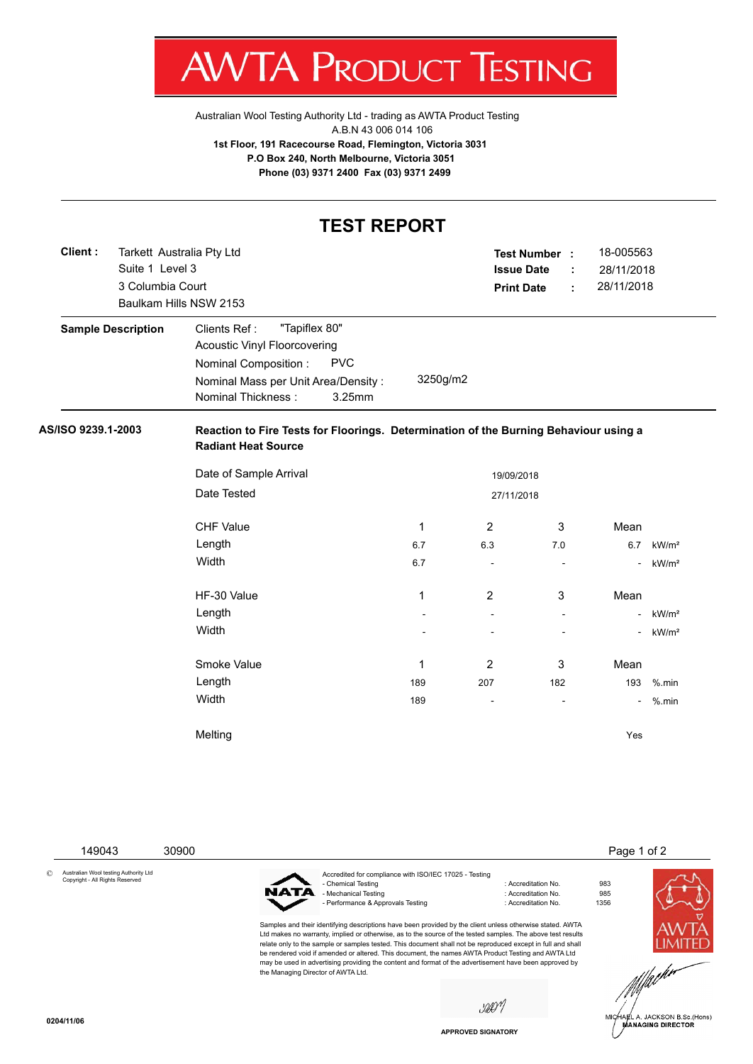# AWTA PRODUCT TESTING

Australian Wool Testing Authority Ltd - trading as AWTA Product Testing
A.B.N 43 006 014 106
**1st Floor, 191 Racecourse Road, Flemington, Victoria 3031**
**P.O Box 240, North Melbourne, Victoria 3051**
**Phone (03) 9371 2400 Fax (03) 9371 2499**

## TEST REPORT

**Client :** Tarkett Australia Pty Ltd
Suite 1 Level 3
3 Columbia Court
Baulkam Hills NSW 2153

**Test Number :** 18-005563
**Issue Date :** 28/11/2018
**Print Date :** 28/11/2018

**Sample Description**

Clients Ref : "Tapiflex 80"
Acoustic Vinyl Floorcovering
Nominal Composition : PVC
Nominal Mass per Unit Area/Density : 3250g/m2
Nominal Thickness : 3.25mm

**AS/ISO 9239.1-2003** **Reaction to Fire Tests for Floorings. Determination of the Burning Behaviour using a Radiant Heat Source**

Date of Sample Arrival: 19/09/2018
Date Tested: 27/11/2018

| CHF Value | 1 | 2 | 3 | Mean | |
|---|---|---|---|---|---|
| Length | 6.7 | 6.3 | 7.0 | 6.7 | kW/m² |
| Width | 6.7 | - | - | - | kW/m² |

| HF-30 Value | 1 | 2 | 3 | Mean | |
|---|---|---|---|---|---|
| Length | - | - | - | - | kW/m² |
| Width | - | - | - | - | kW/m² |

| Smoke Value | 1 | 2 | 3 | Mean | |
|---|---|---|---|---|---|
| Length | 189 | 207 | 182 | 193 | %.min |
| Width | 189 | - | - | - | %.min |

Melting: Yes

149043 30900

© Australian Wool testing Authority Ltd
Copyright - All Rights Reserved

Accredited for compliance with ISO/IEC 17025 - Testing
- Chemical Testing : Accreditation No. 983
- Mechanical Testing : Accreditation No. 985
- Performance & Approvals Testing : Accreditation No. 1356

Samples and their identifying descriptions have been provided by the client unless otherwise stated. AWTA Ltd makes no warranty, implied or otherwise, as to the source of the tested samples. The above test results relate only to the sample or samples tested. This document shall not be reproduced except in full and shall be rendered void if amended or altered. This document, the names AWTA Product Testing and AWTA Ltd may be used in advertising providing the content and format of the advertisement have been approved by the Managing Director of AWTA Ltd.

APPROVED SIGNATORY

MICHAEL A. JACKSON B.Sc.(Hons)
MANAGING DIRECTOR

0204/11/06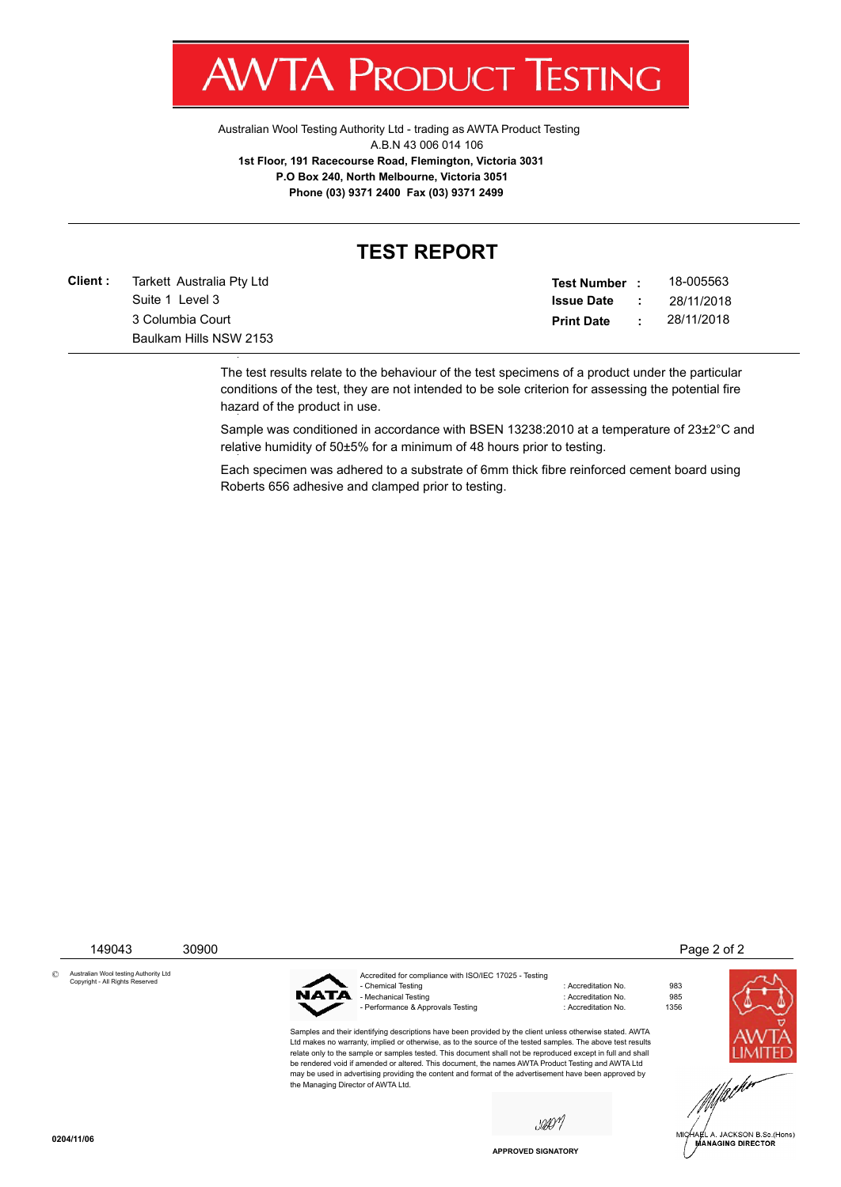# AWTA PRODUCT TESTING

Australian Wool Testing Authority Ltd - trading as AWTA Product Testing
A.B.N 43 006 014 106
**1st Floor, 191 Racecourse Road, Flemington, Victoria 3031**
**P.O Box 240, North Melbourne, Victoria 3051**
**Phone (03) 9371 2400 Fax (03) 9371 2499**

## TEST REPORT

| | | | | |
|---|---|---|---|---|
| **Client :** | Tarkett Australia Pty Ltd | **Test Number** | **:** | 18-005563 |
| | Suite 1 Level 3 | **Issue Date** | **:** | 28/11/2018 |
| | 3 Columbia Court | **Print Date** | **:** | 28/11/2018 |
| | Baulkam Hills NSW 2153 | | | |

The test results relate to the behaviour of the test specimens of a product under the particular conditions of the test, they are not intended to be sole criterion for assessing the potential fire hazard of the product in use.

Sample was conditioned in accordance with BSEN 13238:2010 at a temperature of 23±2°C and relative humidity of 50±5% for a minimum of 48 hours prior to testing.

Each specimen was adhered to a substrate of 6mm thick fibre reinforced cement board using Roberts 656 adhesive and clamped prior to testing.

149043 30900

© Australian Wool testing Authority Ltd
Copyright - All Rights Reserved

Accredited for compliance with ISO/IEC 17025 - Testing

| | | |
|---|---|---|
| - Chemical Testing | : Accreditation No. | 983 |
| - Mechanical Testing | : Accreditation No. | 985 |
| - Performance & Approvals Testing | : Accreditation No. | 1356 |

Samples and their identifying descriptions have been provided by the client unless otherwise stated. AWTA Ltd makes no warranty, implied or otherwise, as to the source of the tested samples. The above test results relate only to the sample or samples tested. This document shall not be reproduced except in full and shall be rendered void if amended or altered. This document, the names AWTA Product Testing and AWTA Ltd may be used in advertising providing the content and format of the advertisement have been approved by the Managing Director of AWTA Ltd.

APPROVED SIGNATORY

MICHAEL A. JACKSON B.Sc.(Hons)
MANAGING DIRECTOR

0204/11/06